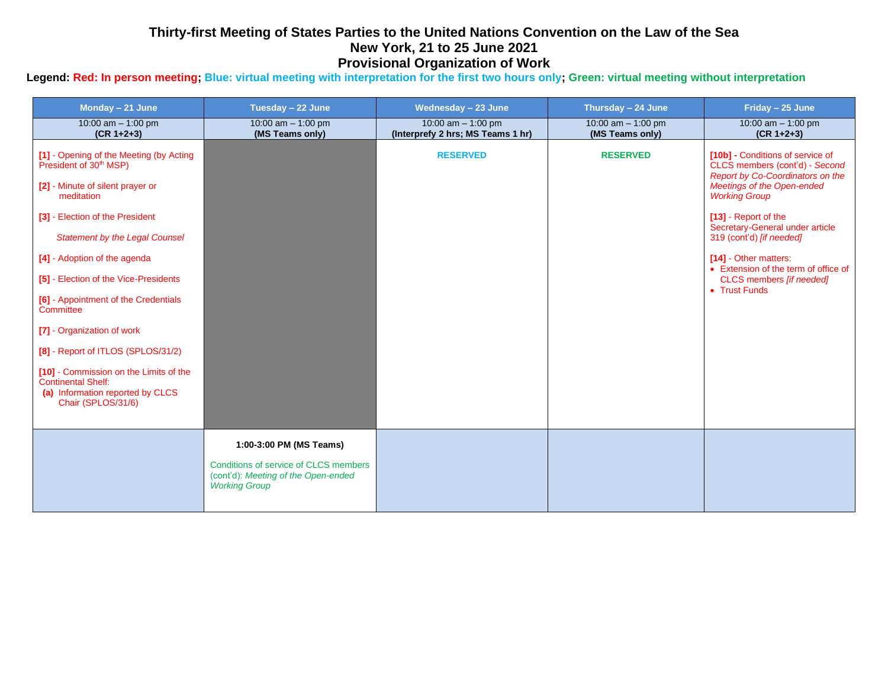# Thirty-first Meeting of States Parties to the United Nations Convention on the Law of the Sea
## New York, 21 to 25 June 2021
## Provisional Organization of Work

**Legend: Red: In person meeting; Blue: virtual meeting with interpretation for the first two hours only; Green: virtual meeting without interpretation**

| Monday – 21 June | Tuesday – 22 June | Wednesday – 23 June | Thursday – 24 June | Friday – 25 June |
|---|---|---|---|---|
| 10:00 am – 1:00 pm **(CR 1+2+3)** | 10:00 am – 1:00 pm **(MS Teams only)** | 10:00 am – 1:00 pm **(Interprefy 2 hrs; MS Teams 1 hr)** | 10:00 am – 1:00 pm **(MS Teams only)** | 10:00 am – 1:00 pm **(CR 1+2+3)** |
| **[1]** - Opening of the Meeting (by Acting President of 30th MSP)<br><br>**[2]** - Minute of silent prayer or meditation<br><br>**[3]** - Election of the President<br><br>*Statement by the Legal Counsel*<br><br>**[4]** - Adoption of the agenda<br><br>**[5]** - Election of the Vice-Presidents<br><br>**[6]** - Appointment of the Credentials Committee<br><br>**[7]** - Organization of work<br><br>**[8]** - Report of ITLOS (SPLOS/31/2)<br><br>**[10]** - Commission on the Limits of the Continental Shelf:<br>**(a)** Information reported by CLCS Chair (SPLOS/31/6) | | **RESERVED** | **RESERVED** | **[10b] -** Conditions of service of CLCS members (cont'd) - *Second Report by Co-Coordinators on the Meetings of the Open-ended Working Group*<br><br>**[13]** - Report of the Secretary-General under article 319 (cont'd) *[if needed]*<br><br>**[14]** - Other matters:<br>• Extension of the term of office of CLCS members *[if needed]*<br>• Trust Funds |
| | **1:00-3:00 PM (MS Teams)**<br><br>Conditions of service of CLCS members (cont'd): *Meeting of the Open-ended Working Group* | | | |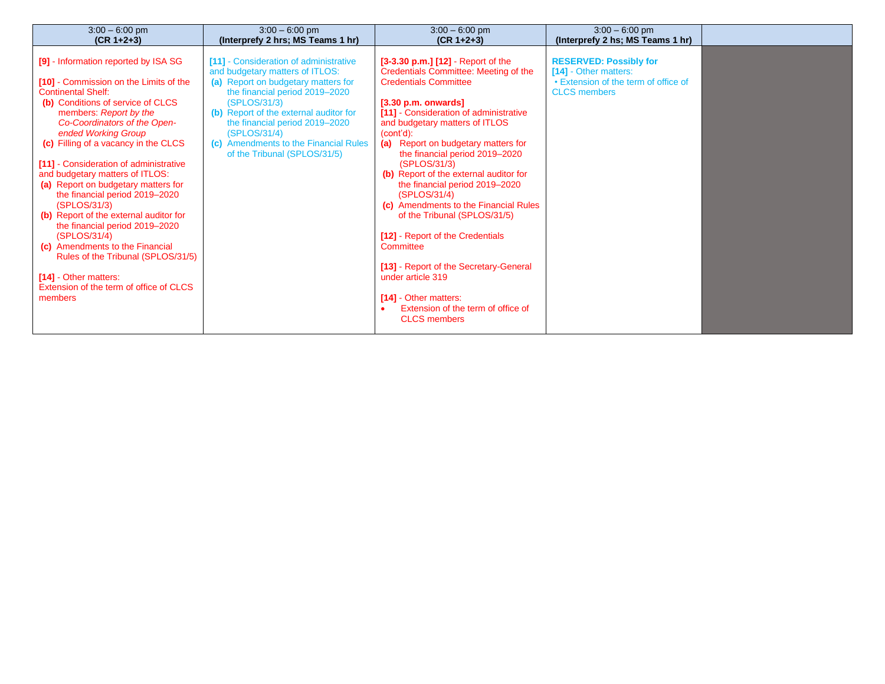| 3:00 – 6:00 pm **(CR 1+2+3)** | 3:00 – 6:00 pm **(Interprefy 2 hrs; MS Teams 1 hr)** | 3:00 – 6:00 pm **(CR 1+2+3)** | 3:00 – 6:00 pm **(Interprefy 2 hs; MS Teams 1 hr)** | |
|---|---|---|---|---|
| **[9]** - Information reported by ISA SG<br><br>**[10]** - Commission on the Limits of the Continental Shelf:<br>**(b)** Conditions of service of CLCS members: *Report by the Co-Coordinators of the Open-ended Working Group*<br>**(c)** Filling of a vacancy in the CLCS<br><br>**[11]** - Consideration of administrative and budgetary matters of ITLOS:<br>**(a)** Report on budgetary matters for the financial period 2019–2020 (SPLOS/31/3)<br>**(b)** Report of the external auditor for the financial period 2019–2020 (SPLOS/31/4)<br>**(c)** Amendments to the Financial Rules of the Tribunal (SPLOS/31/5)<br><br>**[14]** - Other matters:<br>Extension of the term of office of CLCS members | **[11]** - Consideration of administrative and budgetary matters of ITLOS:<br>**(a)** Report on budgetary matters for the financial period 2019–2020 (SPLOS/31/3)<br>**(b)** Report of the external auditor for the financial period 2019–2020 (SPLOS/31/4)<br>**(c)** Amendments to the Financial Rules of the Tribunal (SPLOS/31/5) | **[3-3.30 p.m.] [12]** - Report of the Credentials Committee: Meeting of the Credentials Committee<br><br>**[3.30 p.m. onwards]**<br>**[11]** - Consideration of administrative and budgetary matters of ITLOS (cont'd):<br>**(a)** Report on budgetary matters for the financial period 2019–2020 (SPLOS/31/3)<br>**(b)** Report of the external auditor for the financial period 2019–2020 (SPLOS/31/4)<br>**(c)** Amendments to the Financial Rules of the Tribunal (SPLOS/31/5)<br><br>**[12]** - Report of the Credentials Committee<br><br>**[13]** - Report of the Secretary-General under article 319<br><br>**[14]** - Other matters:<br>• Extension of the term of office of CLCS members | **RESERVED: Possibly for**<br>**[14]** - Other matters:<br>• Extension of the term of office of CLCS members | |